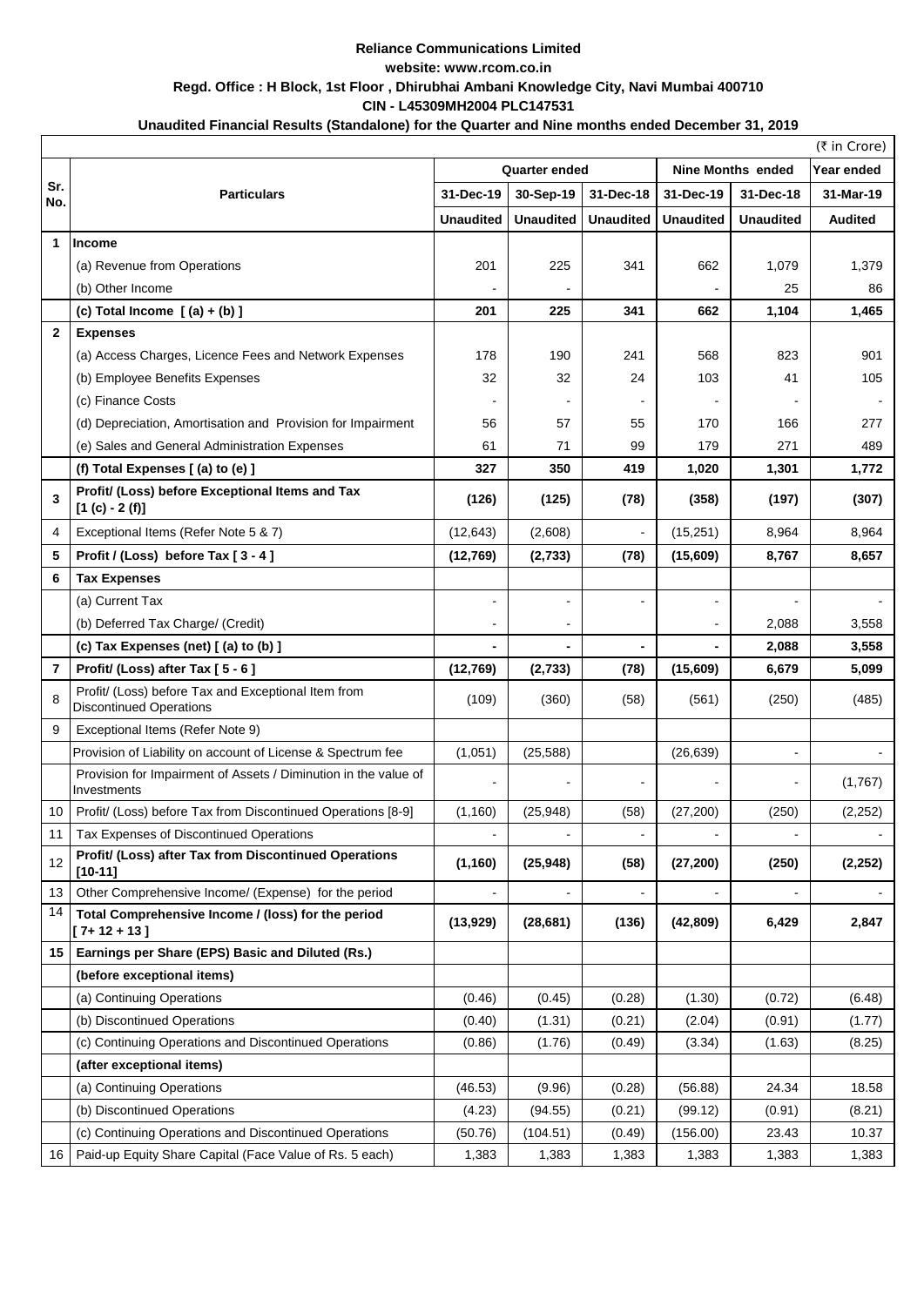**Reliance Communications Limited**

**website: www.rcom.co.in**

**Regd. Office : H Block, 1st Floor , Dhirubhai Ambani Knowledge City, Navi Mumbai 400710**

**CIN - L45309MH2004 PLC147531**

**Unaudited Financial Results (Standalone) for the Quarter and Nine months ended December 31, 2019**

(₹ in Crore)

| Sr. No. | Particulars | Quarter ended | | | Nine Months ended | | Year ended |
|---|---|---|---|---|---|---|---|
| | | 31-Dec-19 | 30-Sep-19 | 31-Dec-18 | 31-Dec-19 | 31-Dec-18 | 31-Mar-19 |
| | | Unaudited | Unaudited | Unaudited | Unaudited | Unaudited | Audited |
| 1 | **Income** | | | | | | |
| | (a) Revenue from Operations | 201 | 225 | 341 | 662 | 1,079 | 1,379 |
| | (b) Other Income | - | - | | - | 25 | 86 |
| | **(c) Total Income [ (a) + (b) ]** | **201** | **225** | **341** | **662** | **1,104** | **1,465** |
| 2 | **Expenses** | | | | | | |
| | (a) Access Charges, Licence Fees and Network Expenses | 178 | 190 | 241 | 568 | 823 | 901 |
| | (b) Employee Benefits Expenses | 32 | 32 | 24 | 103 | 41 | 105 |
| | (c) Finance Costs | - | - | - | - | - | - |
| | (d) Depreciation, Amortisation and Provision for Impairment | 56 | 57 | 55 | 170 | 166 | 277 |
| | (e) Sales and General Administration Expenses | 61 | 71 | 99 | 179 | 271 | 489 |
| | **(f) Total Expenses [ (a) to (e) ]** | **327** | **350** | **419** | **1,020** | **1,301** | **1,772** |
| 3 | **Profit/ (Loss) before Exceptional Items and Tax [1 (c) - 2 (f)]** | **(126)** | **(125)** | **(78)** | **(358)** | **(197)** | **(307)** |
| 4 | Exceptional Items (Refer Note 5 & 7) | (12,643) | (2,608) | - | (15,251) | 8,964 | 8,964 |
| 5 | **Profit / (Loss) before Tax [ 3 - 4 ]** | **(12,769)** | **(2,733)** | **(78)** | **(15,609)** | **8,767** | **8,657** |
| 6 | **Tax Expenses** | | | | | | |
| | (a) Current Tax | - | - | - | - | - | - |
| | (b) Deferred Tax Charge/ (Credit) | - | - | | - | 2,088 | 3,558 |
| | **(c) Tax Expenses (net) [ (a) to (b) ]** | **-** | **-** | **-** | **-** | **2,088** | **3,558** |
| 7 | **Profit/ (Loss) after Tax [ 5 - 6 ]** | **(12,769)** | **(2,733)** | **(78)** | **(15,609)** | **6,679** | **5,099** |
| 8 | Profit/ (Loss) before Tax and Exceptional Item from Discontinued Operations | (109) | (360) | (58) | (561) | (250) | (485) |
| 9 | Exceptional Items (Refer Note 9) | | | | | | |
| | Provision of Liability on account of License & Spectrum fee | (1,051) | (25,588) | | (26,639) | - | - |
| | Provision for Impairment of Assets / Diminution in the value of Investments | - | - | - | - | - | (1,767) |
| 10 | Profit/ (Loss) before Tax from Discontinued Operations [8-9] | (1,160) | (25,948) | (58) | (27,200) | (250) | (2,252) |
| 11 | Tax Expenses of Discontinued Operations | - | - | - | - | - | - |
| 12 | **Profit/ (Loss) after Tax from Discontinued Operations [10-11]** | **(1,160)** | **(25,948)** | **(58)** | **(27,200)** | **(250)** | **(2,252)** |
| 13 | Other Comprehensive Income/ (Expense) for the period | - | - | - | - | - | - |
| 14 | **Total Comprehensive Income / (loss) for the period [ 7+ 12 + 13 ]** | **(13,929)** | **(28,681)** | **(136)** | **(42,809)** | **6,429** | **2,847** |
| 15 | **Earnings per Share (EPS) Basic and Diluted (Rs.)** | | | | | | |
| | **(before exceptional items)** | | | | | | |
| | (a) Continuing Operations | (0.46) | (0.45) | (0.28) | (1.30) | (0.72) | (6.48) |
| | (b) Discontinued Operations | (0.40) | (1.31) | (0.21) | (2.04) | (0.91) | (1.77) |
| | (c) Continuing Operations and Discontinued Operations | (0.86) | (1.76) | (0.49) | (3.34) | (1.63) | (8.25) |
| | **(after exceptional items)** | | | | | | |
| | (a) Continuing Operations | (46.53) | (9.96) | (0.28) | (56.88) | 24.34 | 18.58 |
| | (b) Discontinued Operations | (4.23) | (94.55) | (0.21) | (99.12) | (0.91) | (8.21) |
| | (c) Continuing Operations and Discontinued Operations | (50.76) | (104.51) | (0.49) | (156.00) | 23.43 | 10.37 |
| 16 | Paid-up Equity Share Capital (Face Value of Rs. 5 each) | 1,383 | 1,383 | 1,383 | 1,383 | 1,383 | 1,383 |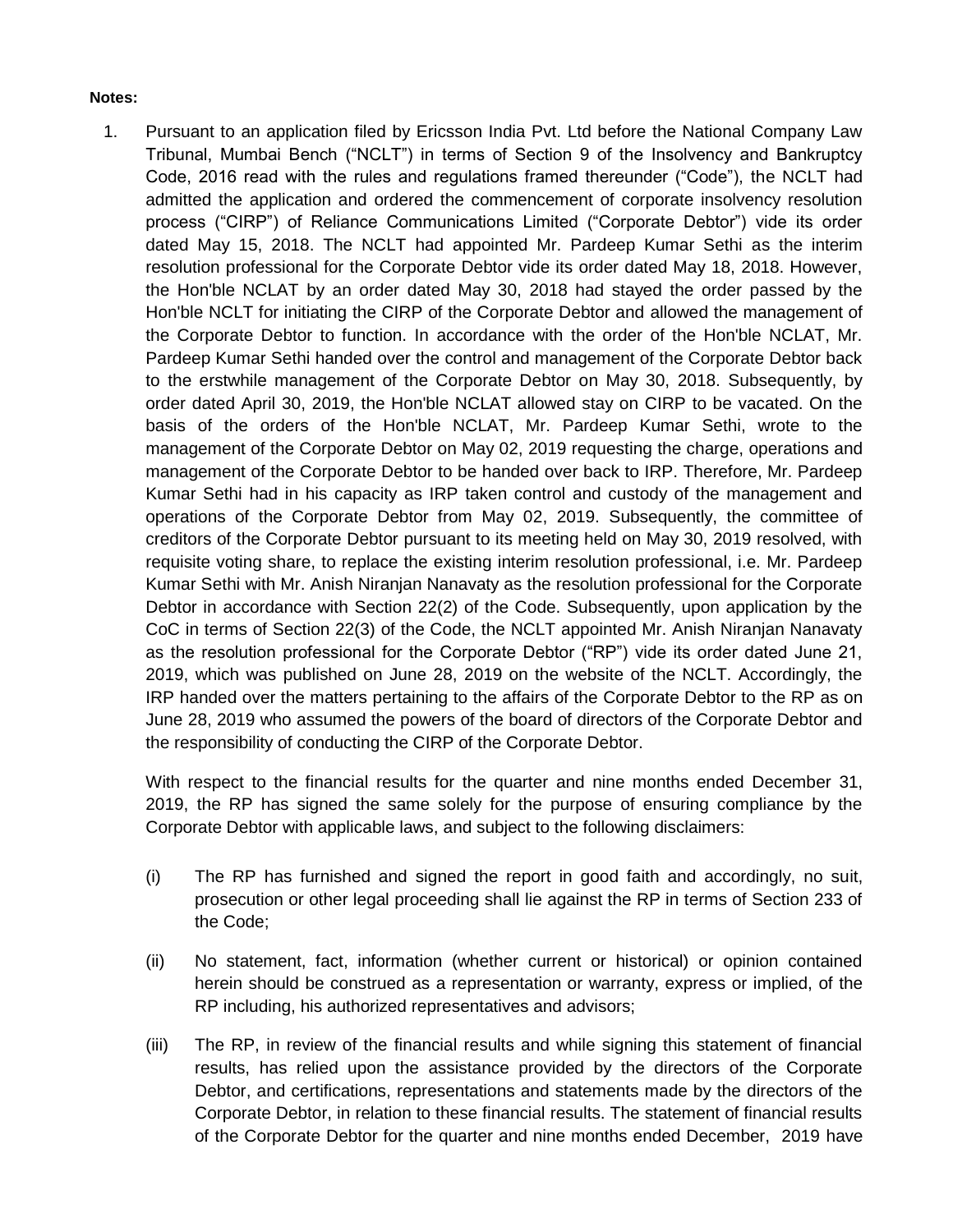**Notes:**

1. Pursuant to an application filed by Ericsson India Pvt. Ltd before the National Company Law Tribunal, Mumbai Bench ("NCLT") in terms of Section 9 of the Insolvency and Bankruptcy Code, 2016 read with the rules and regulations framed thereunder ("Code"), the NCLT had admitted the application and ordered the commencement of corporate insolvency resolution process ("CIRP") of Reliance Communications Limited ("Corporate Debtor") vide its order dated May 15, 2018. The NCLT had appointed Mr. Pardeep Kumar Sethi as the interim resolution professional for the Corporate Debtor vide its order dated May 18, 2018. However, the Hon'ble NCLAT by an order dated May 30, 2018 had stayed the order passed by the Hon'ble NCLT for initiating the CIRP of the Corporate Debtor and allowed the management of the Corporate Debtor to function. In accordance with the order of the Hon'ble NCLAT, Mr. Pardeep Kumar Sethi handed over the control and management of the Corporate Debtor back to the erstwhile management of the Corporate Debtor on May 30, 2018. Subsequently, by order dated April 30, 2019, the Hon'ble NCLAT allowed stay on CIRP to be vacated. On the basis of the orders of the Hon'ble NCLAT, Mr. Pardeep Kumar Sethi, wrote to the management of the Corporate Debtor on May 02, 2019 requesting the charge, operations and management of the Corporate Debtor to be handed over back to IRP. Therefore, Mr. Pardeep Kumar Sethi had in his capacity as IRP taken control and custody of the management and operations of the Corporate Debtor from May 02, 2019. Subsequently, the committee of creditors of the Corporate Debtor pursuant to its meeting held on May 30, 2019 resolved, with requisite voting share, to replace the existing interim resolution professional, i.e. Mr. Pardeep Kumar Sethi with Mr. Anish Niranjan Nanavaty as the resolution professional for the Corporate Debtor in accordance with Section 22(2) of the Code. Subsequently, upon application by the CoC in terms of Section 22(3) of the Code, the NCLT appointed Mr. Anish Niranjan Nanavaty as the resolution professional for the Corporate Debtor ("RP") vide its order dated June 21, 2019, which was published on June 28, 2019 on the website of the NCLT. Accordingly, the IRP handed over the matters pertaining to the affairs of the Corporate Debtor to the RP as on June 28, 2019 who assumed the powers of the board of directors of the Corporate Debtor and the responsibility of conducting the CIRP of the Corporate Debtor.

   With respect to the financial results for the quarter and nine months ended December 31, 2019, the RP has signed the same solely for the purpose of ensuring compliance by the Corporate Debtor with applicable laws, and subject to the following disclaimers:

   (i) The RP has furnished and signed the report in good faith and accordingly, no suit, prosecution or other legal proceeding shall lie against the RP in terms of Section 233 of the Code;

   (ii) No statement, fact, information (whether current or historical) or opinion contained herein should be construed as a representation or warranty, express or implied, of the RP including, his authorized representatives and advisors;

   (iii) The RP, in review of the financial results and while signing this statement of financial results, has relied upon the assistance provided by the directors of the Corporate Debtor, and certifications, representations and statements made by the directors of the Corporate Debtor, in relation to these financial results. The statement of financial results of the Corporate Debtor for the quarter and nine months ended December, 2019 have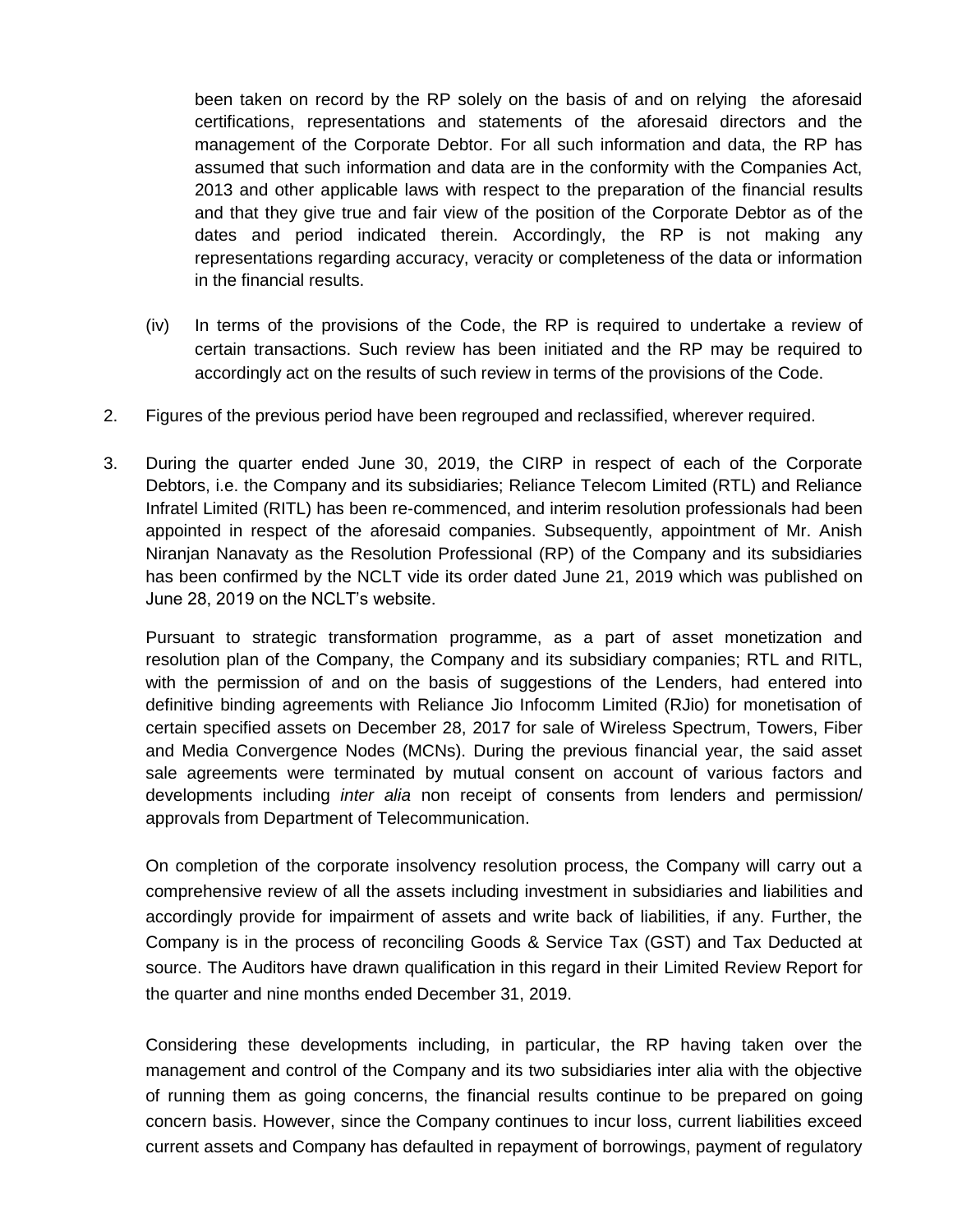been taken on record by the RP solely on the basis of and on relying the aforesaid certifications, representations and statements of the aforesaid directors and the management of the Corporate Debtor. For all such information and data, the RP has assumed that such information and data are in the conformity with the Companies Act, 2013 and other applicable laws with respect to the preparation of the financial results and that they give true and fair view of the position of the Corporate Debtor as of the dates and period indicated therein. Accordingly, the RP is not making any representations regarding accuracy, veracity or completeness of the data or information in the financial results.

(iv) In terms of the provisions of the Code, the RP is required to undertake a review of certain transactions. Such review has been initiated and the RP may be required to accordingly act on the results of such review in terms of the provisions of the Code.

2. Figures of the previous period have been regrouped and reclassified, wherever required.

3. During the quarter ended June 30, 2019, the CIRP in respect of each of the Corporate Debtors, i.e. the Company and its subsidiaries; Reliance Telecom Limited (RTL) and Reliance Infratel Limited (RITL) has been re-commenced, and interim resolution professionals had been appointed in respect of the aforesaid companies. Subsequently, appointment of Mr. Anish Niranjan Nanavaty as the Resolution Professional (RP) of the Company and its subsidiaries has been confirmed by the NCLT vide its order dated June 21, 2019 which was published on June 28, 2019 on the NCLT's website.

   Pursuant to strategic transformation programme, as a part of asset monetization and resolution plan of the Company, the Company and its subsidiary companies; RTL and RITL, with the permission of and on the basis of suggestions of the Lenders, had entered into definitive binding agreements with Reliance Jio Infocomm Limited (RJio) for monetisation of certain specified assets on December 28, 2017 for sale of Wireless Spectrum, Towers, Fiber and Media Convergence Nodes (MCNs). During the previous financial year, the said asset sale agreements were terminated by mutual consent on account of various factors and developments including *inter alia* non receipt of consents from lenders and permission/ approvals from Department of Telecommunication.

   On completion of the corporate insolvency resolution process, the Company will carry out a comprehensive review of all the assets including investment in subsidiaries and liabilities and accordingly provide for impairment of assets and write back of liabilities, if any. Further, the Company is in the process of reconciling Goods & Service Tax (GST) and Tax Deducted at source. The Auditors have drawn qualification in this regard in their Limited Review Report for the quarter and nine months ended December 31, 2019.

   Considering these developments including, in particular, the RP having taken over the management and control of the Company and its two subsidiaries inter alia with the objective of running them as going concerns, the financial results continue to be prepared on going concern basis. However, since the Company continues to incur loss, current liabilities exceed current assets and Company has defaulted in repayment of borrowings, payment of regulatory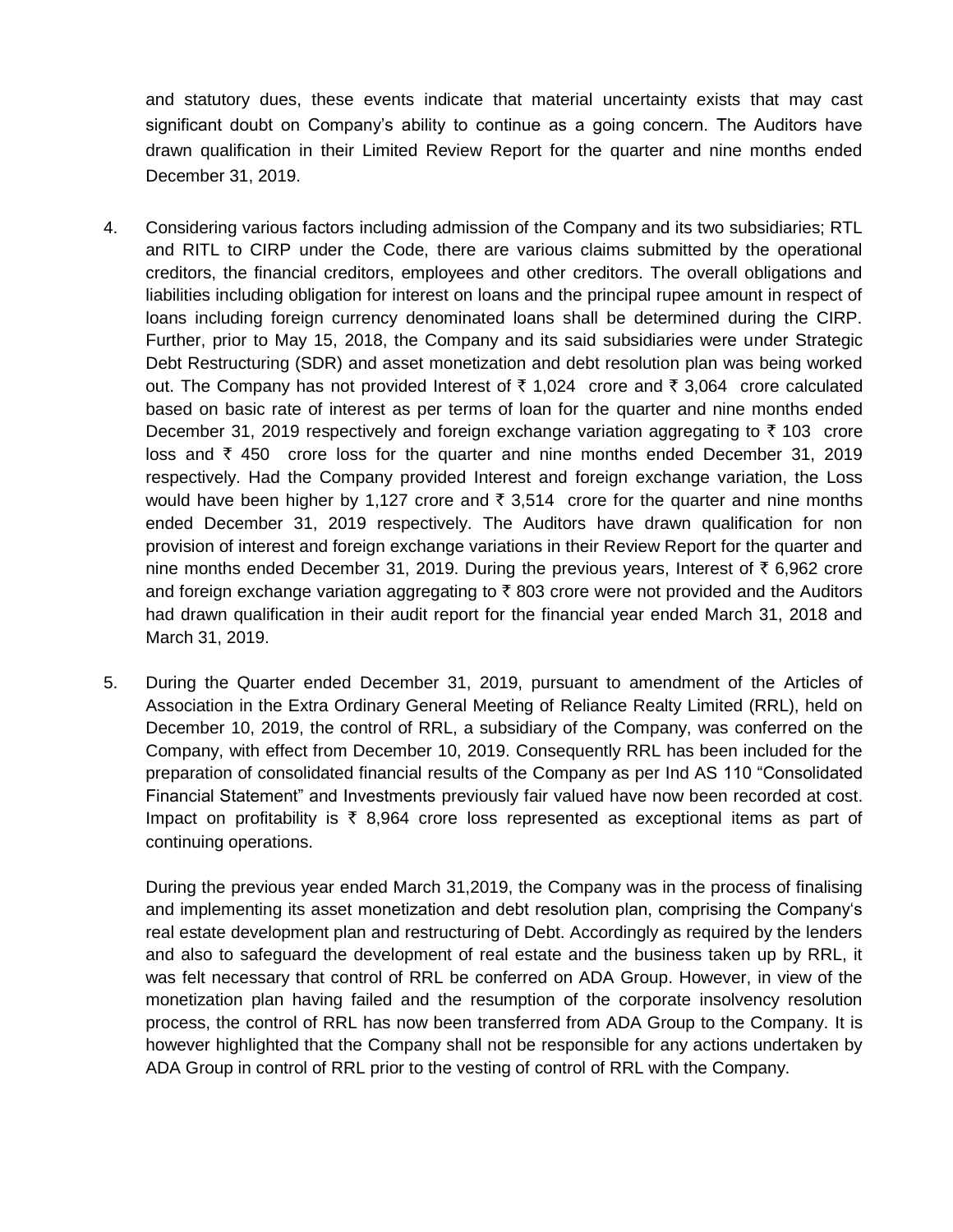and statutory dues, these events indicate that material uncertainty exists that may cast significant doubt on Company's ability to continue as a going concern. The Auditors have drawn qualification in their Limited Review Report for the quarter and nine months ended December 31, 2019.

4. Considering various factors including admission of the Company and its two subsidiaries; RTL and RITL to CIRP under the Code, there are various claims submitted by the operational creditors, the financial creditors, employees and other creditors. The overall obligations and liabilities including obligation for interest on loans and the principal rupee amount in respect of loans including foreign currency denominated loans shall be determined during the CIRP. Further, prior to May 15, 2018, the Company and its said subsidiaries were under Strategic Debt Restructuring (SDR) and asset monetization and debt resolution plan was being worked out. The Company has not provided Interest of ₹ 1,024 crore and ₹ 3,064 crore calculated based on basic rate of interest as per terms of loan for the quarter and nine months ended December 31, 2019 respectively and foreign exchange variation aggregating to ₹ 103 crore loss and ₹ 450 crore loss for the quarter and nine months ended December 31, 2019 respectively. Had the Company provided Interest and foreign exchange variation, the Loss would have been higher by 1,127 crore and ₹ 3,514 crore for the quarter and nine months ended December 31, 2019 respectively. The Auditors have drawn qualification for non provision of interest and foreign exchange variations in their Review Report for the quarter and nine months ended December 31, 2019. During the previous years, Interest of ₹ 6,962 crore and foreign exchange variation aggregating to ₹ 803 crore were not provided and the Auditors had drawn qualification in their audit report for the financial year ended March 31, 2018 and March 31, 2019.

5. During the Quarter ended December 31, 2019, pursuant to amendment of the Articles of Association in the Extra Ordinary General Meeting of Reliance Realty Limited (RRL), held on December 10, 2019, the control of RRL, a subsidiary of the Company, was conferred on the Company, with effect from December 10, 2019. Consequently RRL has been included for the preparation of consolidated financial results of the Company as per Ind AS 110 "Consolidated Financial Statement" and Investments previously fair valued have now been recorded at cost. Impact on profitability is ₹ 8,964 crore loss represented as exceptional items as part of continuing operations.

   During the previous year ended March 31,2019, the Company was in the process of finalising and implementing its asset monetization and debt resolution plan, comprising the Company's real estate development plan and restructuring of Debt. Accordingly as required by the lenders and also to safeguard the development of real estate and the business taken up by RRL, it was felt necessary that control of RRL be conferred on ADA Group. However, in view of the monetization plan having failed and the resumption of the corporate insolvency resolution process, the control of RRL has now been transferred from ADA Group to the Company. It is however highlighted that the Company shall not be responsible for any actions undertaken by ADA Group in control of RRL prior to the vesting of control of RRL with the Company.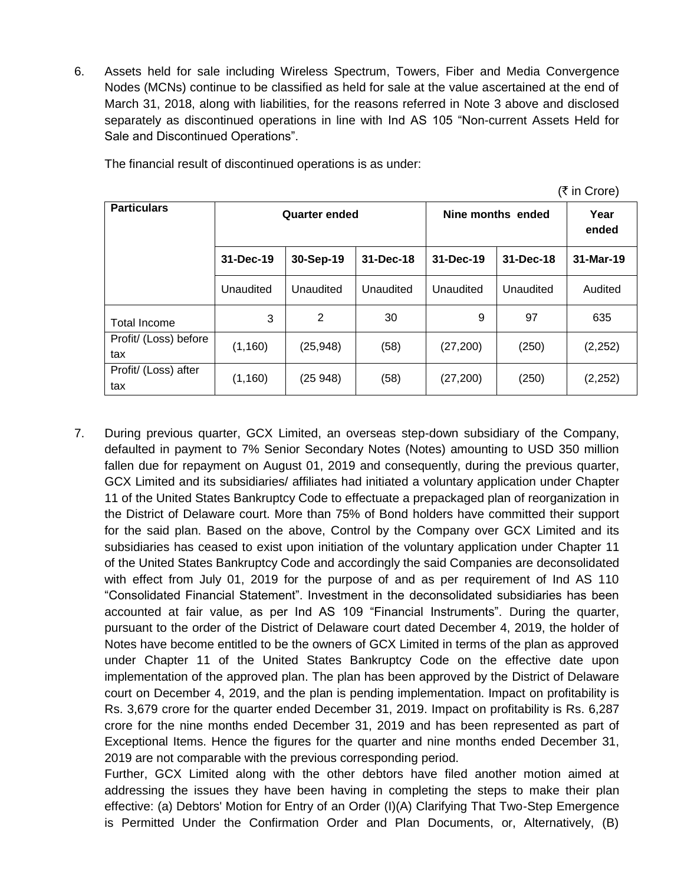6. Assets held for sale including Wireless Spectrum, Towers, Fiber and Media Convergence Nodes (MCNs) continue to be classified as held for sale at the value ascertained at the end of March 31, 2018, along with liabilities, for the reasons referred in Note 3 above and disclosed separately as discontinued operations in line with Ind AS 105 "Non-current Assets Held for Sale and Discontinued Operations".

   The financial result of discontinued operations is as under:

(₹ in Crore)

| Particulars | Quarter ended | | | Nine months ended | | Year ended |
|---|---|---|---|---|---|---|
| | 31-Dec-19 | 30-Sep-19 | 31-Dec-18 | 31-Dec-19 | 31-Dec-18 | 31-Mar-19 |
| | Unaudited | Unaudited | Unaudited | Unaudited | Unaudited | Audited |
| Total Income | 3 | 2 | 30 | 9 | 97 | 635 |
| Profit/ (Loss) before tax | (1,160) | (25,948) | (58) | (27,200) | (250) | (2,252) |
| Profit/ (Loss) after tax | (1,160) | (25 948) | (58) | (27,200) | (250) | (2,252) |

7. During previous quarter, GCX Limited, an overseas step-down subsidiary of the Company, defaulted in payment to 7% Senior Secondary Notes (Notes) amounting to USD 350 million fallen due for repayment on August 01, 2019 and consequently, during the previous quarter, GCX Limited and its subsidiaries/ affiliates had initiated a voluntary application under Chapter 11 of the United States Bankruptcy Code to effectuate a prepackaged plan of reorganization in the District of Delaware court. More than 75% of Bond holders have committed their support for the said plan. Based on the above, Control by the Company over GCX Limited and its subsidiaries has ceased to exist upon initiation of the voluntary application under Chapter 11 of the United States Bankruptcy Code and accordingly the said Companies are deconsolidated with effect from July 01, 2019 for the purpose of and as per requirement of Ind AS 110 "Consolidated Financial Statement". Investment in the deconsolidated subsidiaries has been accounted at fair value, as per Ind AS 109 "Financial Instruments". During the quarter, pursuant to the order of the District of Delaware court dated December 4, 2019, the holder of Notes have become entitled to be the owners of GCX Limited in terms of the plan as approved under Chapter 11 of the United States Bankruptcy Code on the effective date upon implementation of the approved plan. The plan has been approved by the District of Delaware court on December 4, 2019, and the plan is pending implementation. Impact on profitability is Rs. 3,679 crore for the quarter ended December 31, 2019. Impact on profitability is Rs. 6,287 crore for the nine months ended December 31, 2019 and has been represented as part of Exceptional Items. Hence the figures for the quarter and nine months ended December 31, 2019 are not comparable with the previous corresponding period.

   Further, GCX Limited along with the other debtors have filed another motion aimed at addressing the issues they have been having in completing the steps to make their plan effective: (a) Debtors' Motion for Entry of an Order (I)(A) Clarifying That Two-Step Emergence is Permitted Under the Confirmation Order and Plan Documents, or, Alternatively, (B)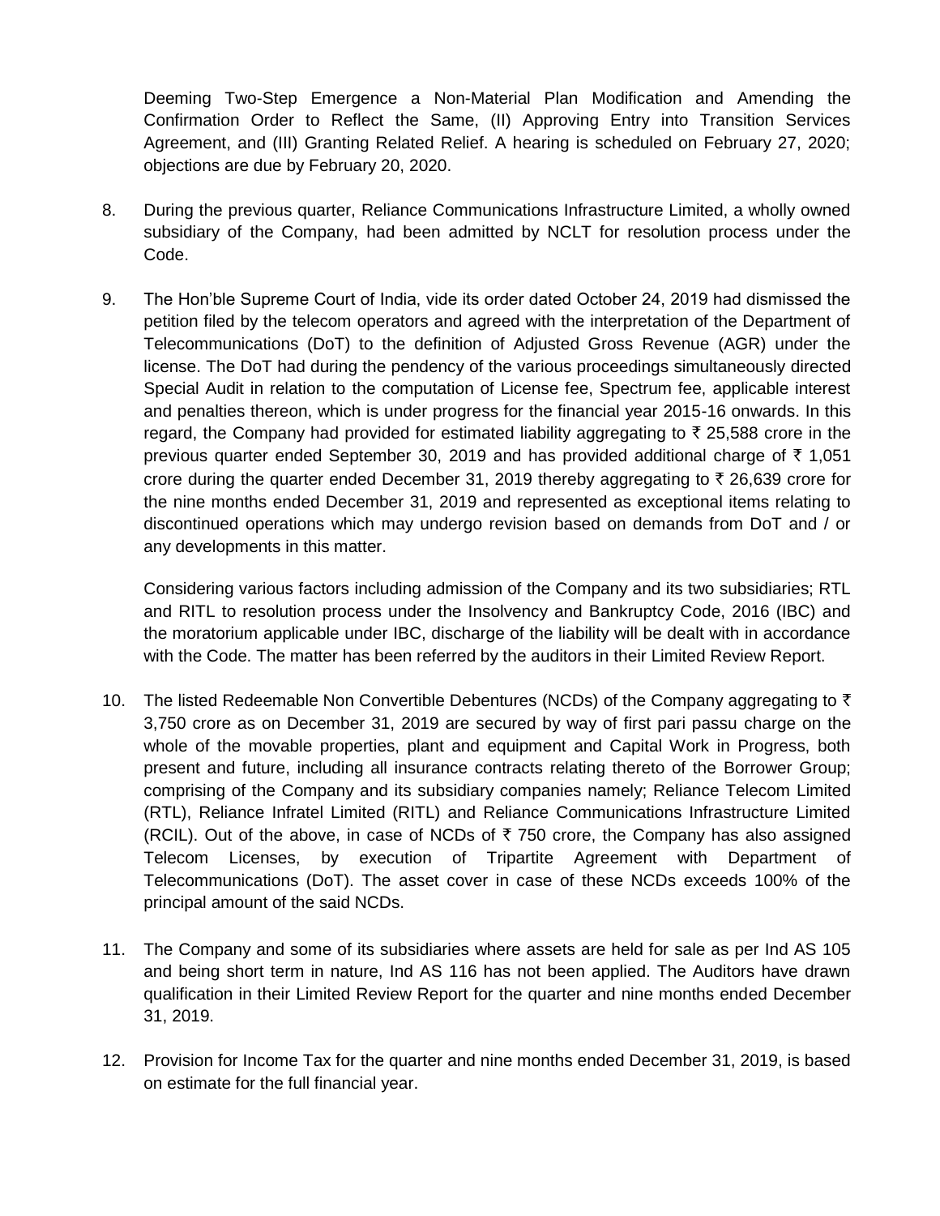Deeming Two-Step Emergence a Non-Material Plan Modification and Amending the Confirmation Order to Reflect the Same, (II) Approving Entry into Transition Services Agreement, and (III) Granting Related Relief. A hearing is scheduled on February 27, 2020; objections are due by February 20, 2020.

8. During the previous quarter, Reliance Communications Infrastructure Limited, a wholly owned subsidiary of the Company, had been admitted by NCLT for resolution process under the Code.

9. The Hon'ble Supreme Court of India, vide its order dated October 24, 2019 had dismissed the petition filed by the telecom operators and agreed with the interpretation of the Department of Telecommunications (DoT) to the definition of Adjusted Gross Revenue (AGR) under the license. The DoT had during the pendency of the various proceedings simultaneously directed Special Audit in relation to the computation of License fee, Spectrum fee, applicable interest and penalties thereon, which is under progress for the financial year 2015-16 onwards. In this regard, the Company had provided for estimated liability aggregating to ₹ 25,588 crore in the previous quarter ended September 30, 2019 and has provided additional charge of ₹ 1,051 crore during the quarter ended December 31, 2019 thereby aggregating to ₹ 26,639 crore for the nine months ended December 31, 2019 and represented as exceptional items relating to discontinued operations which may undergo revision based on demands from DoT and / or any developments in this matter.

   Considering various factors including admission of the Company and its two subsidiaries; RTL and RITL to resolution process under the Insolvency and Bankruptcy Code, 2016 (IBC) and the moratorium applicable under IBC, discharge of the liability will be dealt with in accordance with the Code. The matter has been referred by the auditors in their Limited Review Report.

10. The listed Redeemable Non Convertible Debentures (NCDs) of the Company aggregating to ₹ 3,750 crore as on December 31, 2019 are secured by way of first pari passu charge on the whole of the movable properties, plant and equipment and Capital Work in Progress, both present and future, including all insurance contracts relating thereto of the Borrower Group; comprising of the Company and its subsidiary companies namely; Reliance Telecom Limited (RTL), Reliance Infratel Limited (RITL) and Reliance Communications Infrastructure Limited (RCIL). Out of the above, in case of NCDs of ₹ 750 crore, the Company has also assigned Telecom Licenses, by execution of Tripartite Agreement with Department of Telecommunications (DoT). The asset cover in case of these NCDs exceeds 100% of the principal amount of the said NCDs.

11. The Company and some of its subsidiaries where assets are held for sale as per Ind AS 105 and being short term in nature, Ind AS 116 has not been applied. The Auditors have drawn qualification in their Limited Review Report for the quarter and nine months ended December 31, 2019.

12. Provision for Income Tax for the quarter and nine months ended December 31, 2019, is based on estimate for the full financial year.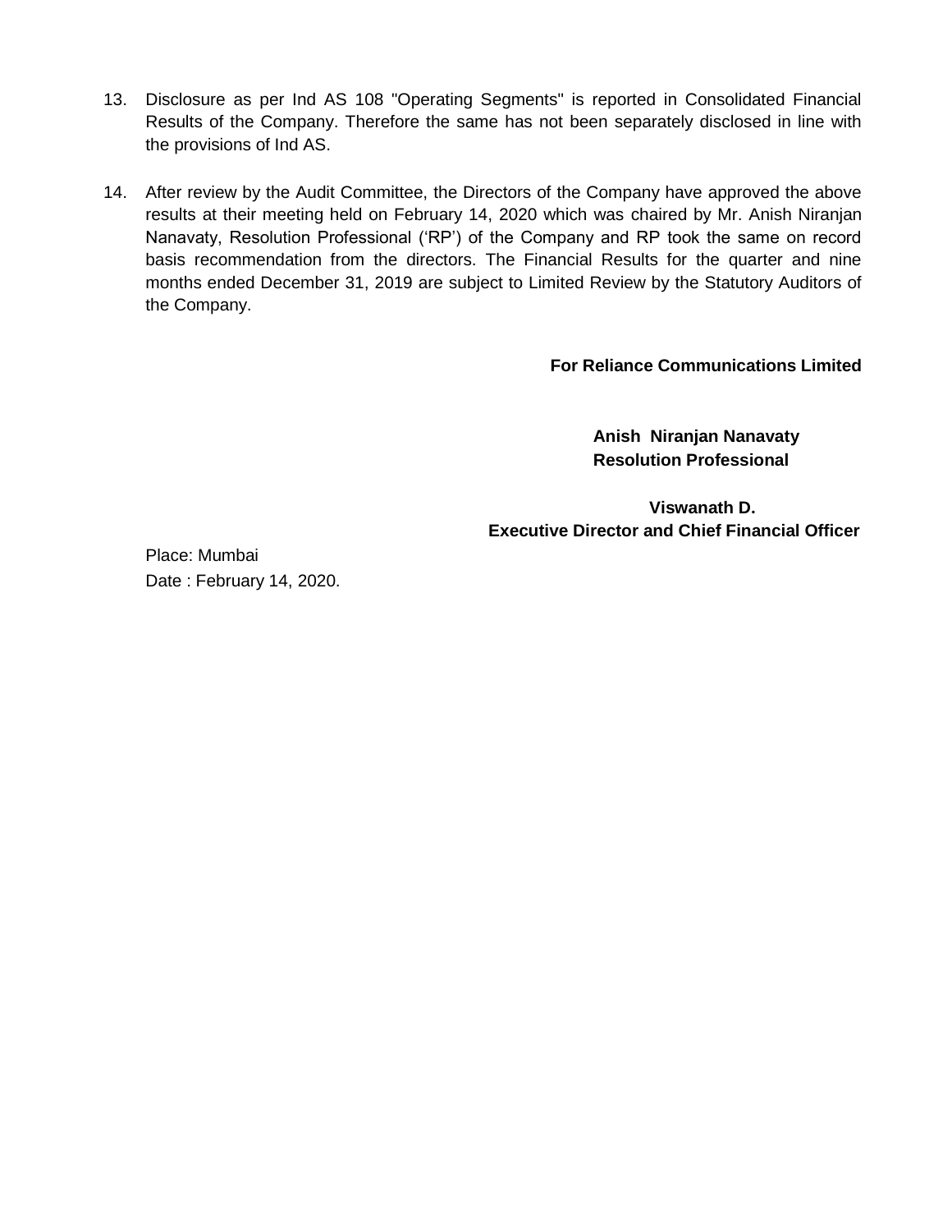13. Disclosure as per Ind AS 108 "Operating Segments" is reported in Consolidated Financial Results of the Company. Therefore the same has not been separately disclosed in line with the provisions of Ind AS.

14. After review by the Audit Committee, the Directors of the Company have approved the above results at their meeting held on February 14, 2020 which was chaired by Mr. Anish Niranjan Nanavaty, Resolution Professional (‘RP’) of the Company and RP took the same on record basis recommendation from the directors. The Financial Results for the quarter and nine months ended December 31, 2019 are subject to Limited Review by the Statutory Auditors of the Company.

**For Reliance Communications Limited**

**Anish Niranjan Nanavaty**
**Resolution Professional**

**Viswanath D.**
**Executive Director and Chief Financial Officer**

Place: Mumbai
Date : February 14, 2020.